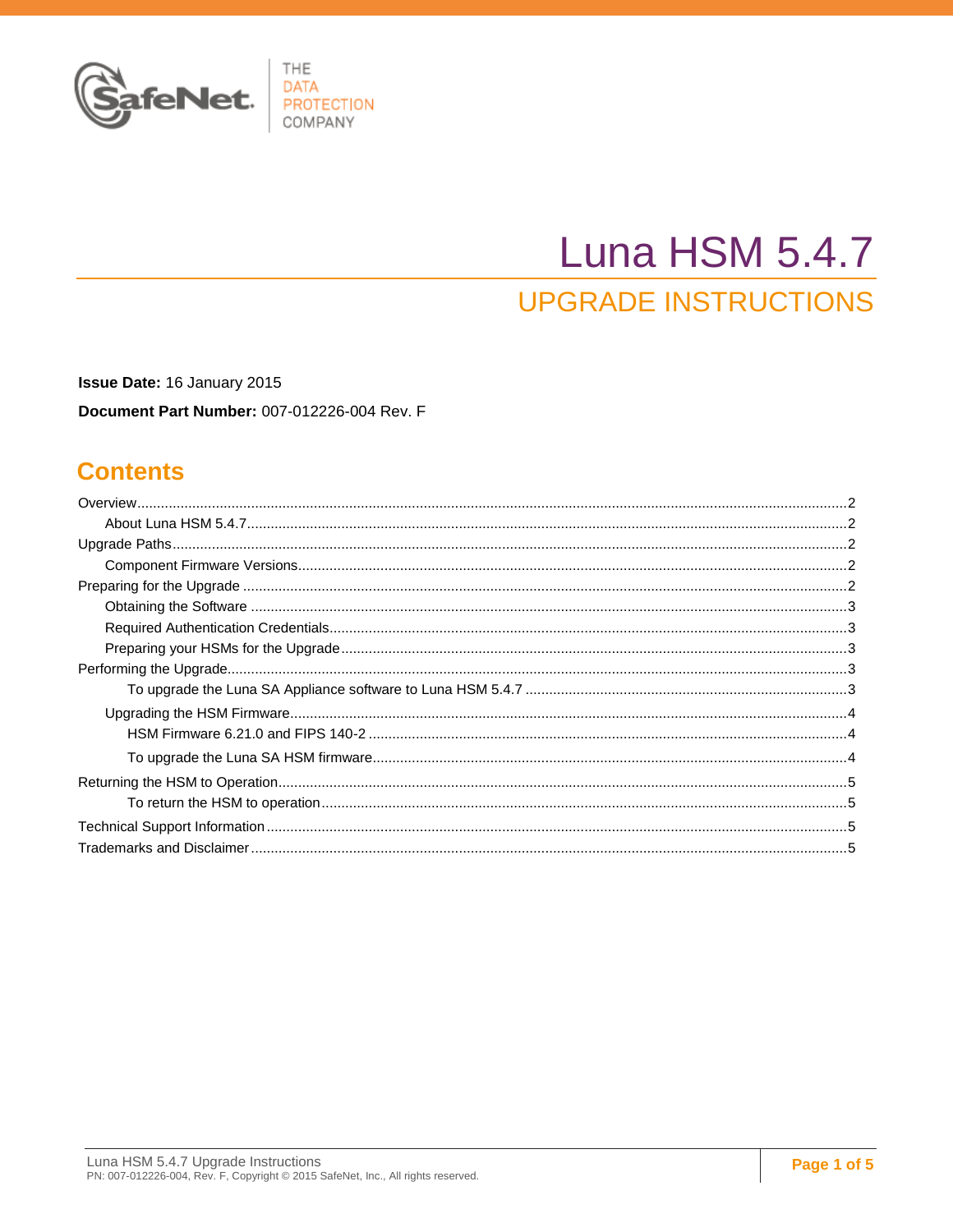# Luna HSM 5.4.7

## UPGRADE INSTRUCTIONS

**Issue Date:** 16 January 2015

**Document Part Number:** 007-012226-004 Rev. F

## Contents

Overview....................................................................................................2
- About Luna HSM 5.4.7....................................................................................................2

Upgrade Paths....................................................................................................2
- Component Firmware Versions....................................................................................................2

Preparing for the Upgrade....................................................................................................2
- Obtaining the Software....................................................................................................3
- Required Authentication Credentials....................................................................................................3
- Preparing your HSMs for the Upgrade....................................................................................................3

Performing the Upgrade....................................................................................................3
- To upgrade the Luna SA Appliance software to Luna HSM 5.4.7....................................................................................................3
- Upgrading the HSM Firmware....................................................................................................4
  - HSM Firmware 6.21.0 and FIPS 140-2....................................................................................................4
  - To upgrade the Luna SA HSM firmware....................................................................................................4

Returning the HSM to Operation....................................................................................................5
- To return the HSM to operation....................................................................................................5

Technical Support Information....................................................................................................5

Trademarks and Disclaimer....................................................................................................5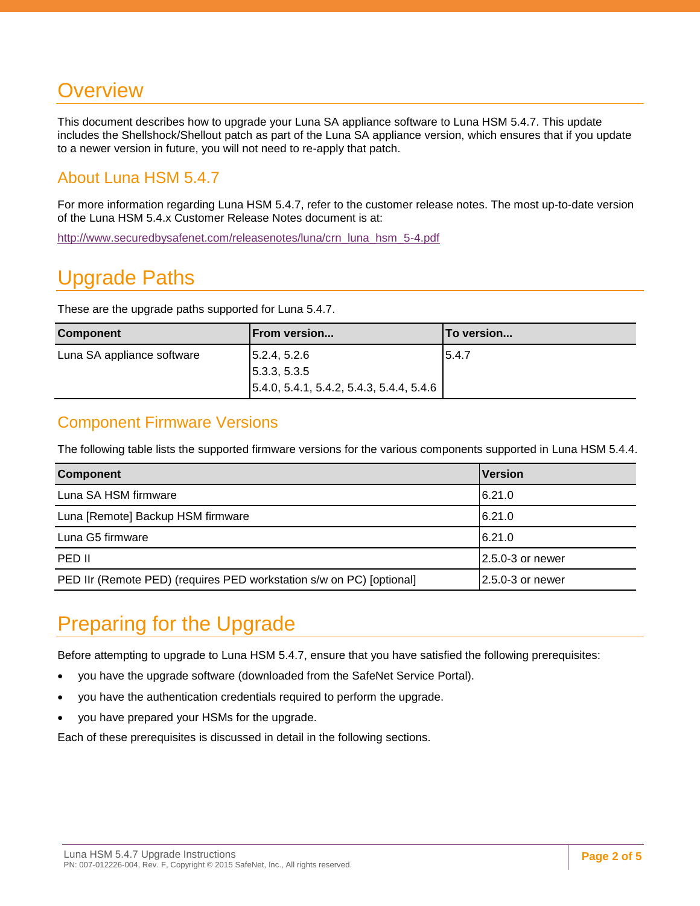# Overview

This document describes how to upgrade your Luna SA appliance software to Luna HSM 5.4.7. This update includes the Shellshock/Shellout patch as part of the Luna SA appliance version, which ensures that if you update to a newer version in future, you will not need to re-apply that patch.

## About Luna HSM 5.4.7

For more information regarding Luna HSM 5.4.7, refer to the customer release notes. The most up-to-date version of the Luna HSM 5.4.x Customer Release Notes document is at:

http://www.securedbysafenet.com/releasenotes/luna/crn_luna_hsm_5-4.pdf

# Upgrade Paths

These are the upgrade paths supported for Luna 5.4.7.

| Component | From version... | To version... |
|---|---|---|
| Luna SA appliance software | 5.2.4, 5.2.6<br>5.3.3, 5.3.5<br>5.4.0, 5.4.1, 5.4.2, 5.4.3, 5.4.4, 5.4.6 | 5.4.7 |

## Component Firmware Versions

The following table lists the supported firmware versions for the various components supported in Luna HSM 5.4.4.

| Component | Version |
|---|---|
| Luna SA HSM firmware | 6.21.0 |
| Luna [Remote] Backup HSM firmware | 6.21.0 |
| Luna G5 firmware | 6.21.0 |
| PED II | 2.5.0-3 or newer |
| PED IIr (Remote PED) (requires PED workstation s/w on PC) [optional] | 2.5.0-3 or newer |

# Preparing for the Upgrade

Before attempting to upgrade to Luna HSM 5.4.7, ensure that you have satisfied the following prerequisites:

- you have the upgrade software (downloaded from the SafeNet Service Portal).
- you have the authentication credentials required to perform the upgrade.
- you have prepared your HSMs for the upgrade.

Each of these prerequisites is discussed in detail in the following sections.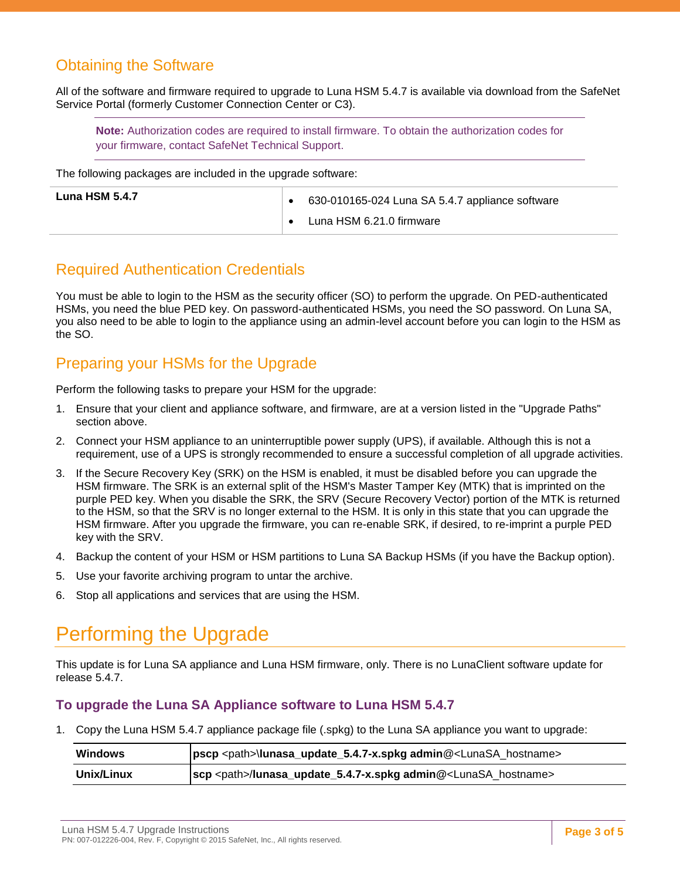## Obtaining the Software

All of the software and firmware required to upgrade to Luna HSM 5.4.7 is available via download from the SafeNet Service Portal (formerly Customer Connection Center or C3).

> **Note:** Authorization codes are required to install firmware. To obtain the authorization codes for your firmware, contact SafeNet Technical Support.

The following packages are included in the upgrade software:

| | |
|---|---|
| **Luna HSM 5.4.7** | • 630-010165-024 Luna SA 5.4.7 appliance software<br>• Luna HSM 6.21.0 firmware |

## Required Authentication Credentials

You must be able to login to the HSM as the security officer (SO) to perform the upgrade. On PED-authenticated HSMs, you need the blue PED key. On password-authenticated HSMs, you need the SO password. On Luna SA, you also need to be able to login to the appliance using an admin-level account before you can login to the HSM as the SO.

## Preparing your HSMs for the Upgrade

Perform the following tasks to prepare your HSM for the upgrade:

1. Ensure that your client and appliance software, and firmware, are at a version listed in the "Upgrade Paths" section above.
2. Connect your HSM appliance to an uninterruptible power supply (UPS), if available. Although this is not a requirement, use of a UPS is strongly recommended to ensure a successful completion of all upgrade activities.
3. If the Secure Recovery Key (SRK) on the HSM is enabled, it must be disabled before you can upgrade the HSM firmware. The SRK is an external split of the HSM's Master Tamper Key (MTK) that is imprinted on the purple PED key. When you disable the SRK, the SRV (Secure Recovery Vector) portion of the MTK is returned to the HSM, so that the SRV is no longer external to the HSM. It is only in this state that you can upgrade the HSM firmware. After you upgrade the firmware, you can re-enable SRK, if desired, to re-imprint a purple PED key with the SRV.
4. Backup the content of your HSM or HSM partitions to Luna SA Backup HSMs (if you have the Backup option).
5. Use your favorite archiving program to untar the archive.
6. Stop all applications and services that are using the HSM.

# Performing the Upgrade

This update is for Luna SA appliance and Luna HSM firmware, only. There is no LunaClient software update for release 5.4.7.

### To upgrade the Luna SA Appliance software to Luna HSM 5.4.7

1. Copy the Luna HSM 5.4.7 appliance package file (.spkg) to the Luna SA appliance you want to upgrade:

| | |
|---|---|
| **Windows** | **pscp** <path>\**lunasa_update_5.4.7-x.spkg admin**@<LunaSA_hostname> |
| **Unix/Linux** | **scp** <path>/**lunasa_update_5.4.7-x.spkg admin**@<LunaSA_hostname> |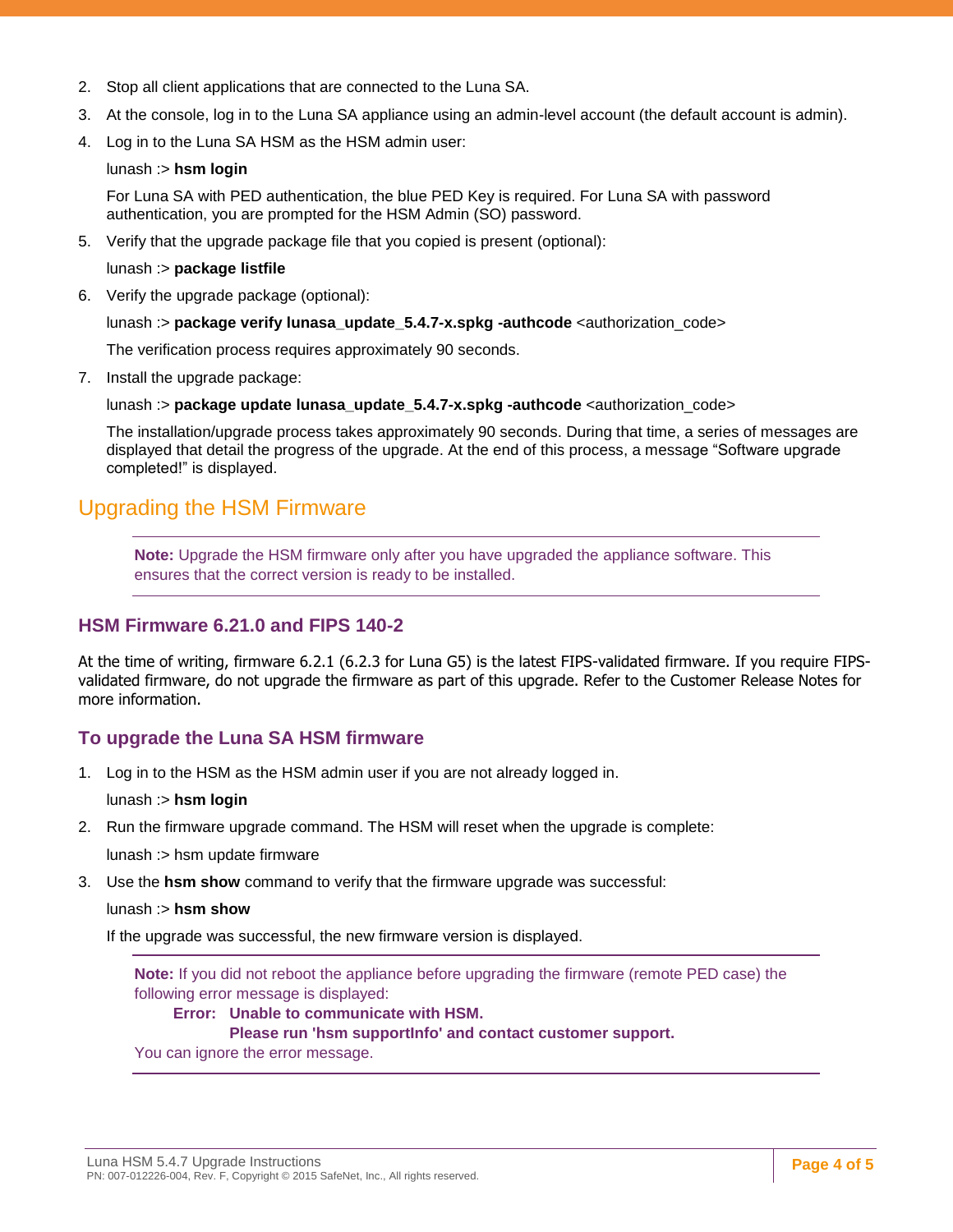2. Stop all client applications that are connected to the Luna SA.
3. At the console, log in to the Luna SA appliance using an admin-level account (the default account is admin).
4. Log in to the Luna SA HSM as the HSM admin user:

   lunash :> **hsm login**

   For Luna SA with PED authentication, the blue PED Key is required. For Luna SA with password authentication, you are prompted for the HSM Admin (SO) password.

5. Verify that the upgrade package file that you copied is present (optional):

   lunash :> **package listfile**

6. Verify the upgrade package (optional):

   lunash :> **package verify lunasa_update_5.4.7-x.spkg -authcode** <authorization_code>

   The verification process requires approximately 90 seconds.

7. Install the upgrade package:

   lunash :> **package update lunasa_update_5.4.7-x.spkg -authcode** <authorization_code>

   The installation/upgrade process takes approximately 90 seconds. During that time, a series of messages are displayed that detail the progress of the upgrade. At the end of this process, a message "Software upgrade completed!" is displayed.

## Upgrading the HSM Firmware

> **Note:** Upgrade the HSM firmware only after you have upgraded the appliance software. This ensures that the correct version is ready to be installed.

### HSM Firmware 6.21.0 and FIPS 140-2

At the time of writing, firmware 6.2.1 (6.2.3 for Luna G5) is the latest FIPS-validated firmware. If you require FIPS-validated firmware, do not upgrade the firmware as part of this upgrade. Refer to the Customer Release Notes for more information.

### To upgrade the Luna SA HSM firmware

1. Log in to the HSM as the HSM admin user if you are not already logged in.

   lunash :> **hsm login**

2. Run the firmware upgrade command. The HSM will reset when the upgrade is complete:

   lunash :> hsm update firmware

3. Use the **hsm show** command to verify that the firmware upgrade was successful:

   lunash :> **hsm show**

   If the upgrade was successful, the new firmware version is displayed.

> **Note:** If you did not reboot the appliance before upgrading the firmware (remote PED case) the following error message is displayed:
>
> **Error: Unable to communicate with HSM.**
> **Please run 'hsm supportInfo' and contact customer support.**
>
> You can ignore the error message.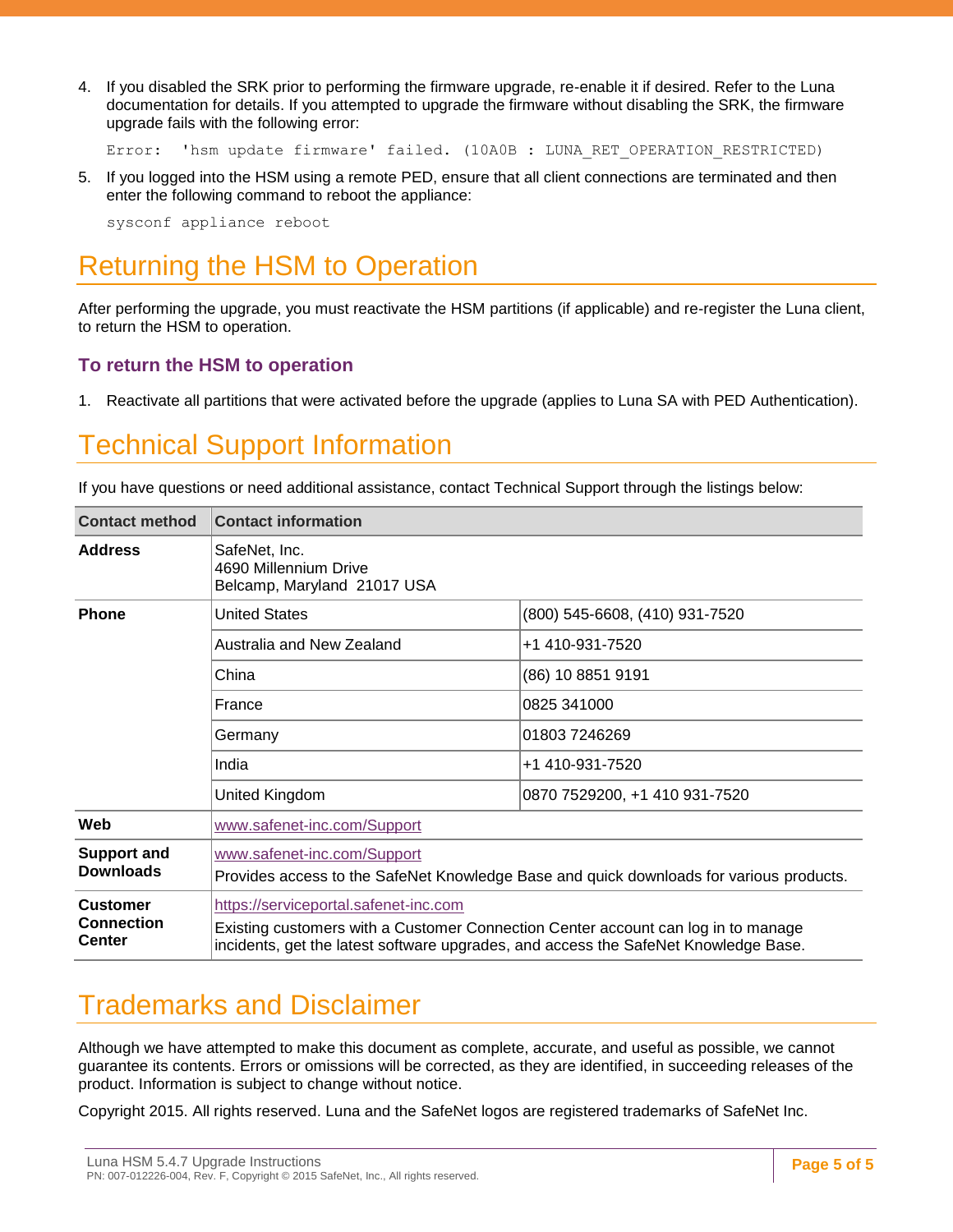4. If you disabled the SRK prior to performing the firmware upgrade, re-enable it if desired. Refer to the Luna documentation for details. If you attempted to upgrade the firmware without disabling the SRK, the firmware upgrade fails with the following error:

   ```
   Error:  'hsm update firmware' failed. (10A0B : LUNA_RET_OPERATION_RESTRICTED)
   ```

5. If you logged into the HSM using a remote PED, ensure that all client connections are terminated and then enter the following command to reboot the appliance:

   ```
   sysconf appliance reboot
   ```

# Returning the HSM to Operation

After performing the upgrade, you must reactivate the HSM partitions (if applicable) and re-register the Luna client, to return the HSM to operation.

### To return the HSM to operation

1. Reactivate all partitions that were activated before the upgrade (applies to Luna SA with PED Authentication).

# Technical Support Information

If you have questions or need additional assistance, contact Technical Support through the listings below:

| Contact method | Contact information | |
|---|---|---|
| **Address** | SafeNet, Inc.<br>4690 Millennium Drive<br>Belcamp, Maryland 21017 USA | |
| **Phone** | United States | (800) 545-6608, (410) 931-7520 |
| | Australia and New Zealand | +1 410-931-7520 |
| | China | (86) 10 8851 9191 |
| | France | 0825 341000 |
| | Germany | 01803 7246269 |
| | India | +1 410-931-7520 |
| | United Kingdom | 0870 7529200, +1 410 931-7520 |
| **Web** | www.safenet-inc.com/Support | |
| **Support and Downloads** | www.safenet-inc.com/Support<br>Provides access to the SafeNet Knowledge Base and quick downloads for various products. | |
| **Customer Connection Center** | https://serviceportal.safenet-inc.com<br>Existing customers with a Customer Connection Center account can log in to manage incidents, get the latest software upgrades, and access the SafeNet Knowledge Base. | |

# Trademarks and Disclaimer

Although we have attempted to make this document as complete, accurate, and useful as possible, we cannot guarantee its contents. Errors or omissions will be corrected, as they are identified, in succeeding releases of the product. Information is subject to change without notice.

Copyright 2015. All rights reserved. Luna and the SafeNet logos are registered trademarks of SafeNet Inc.